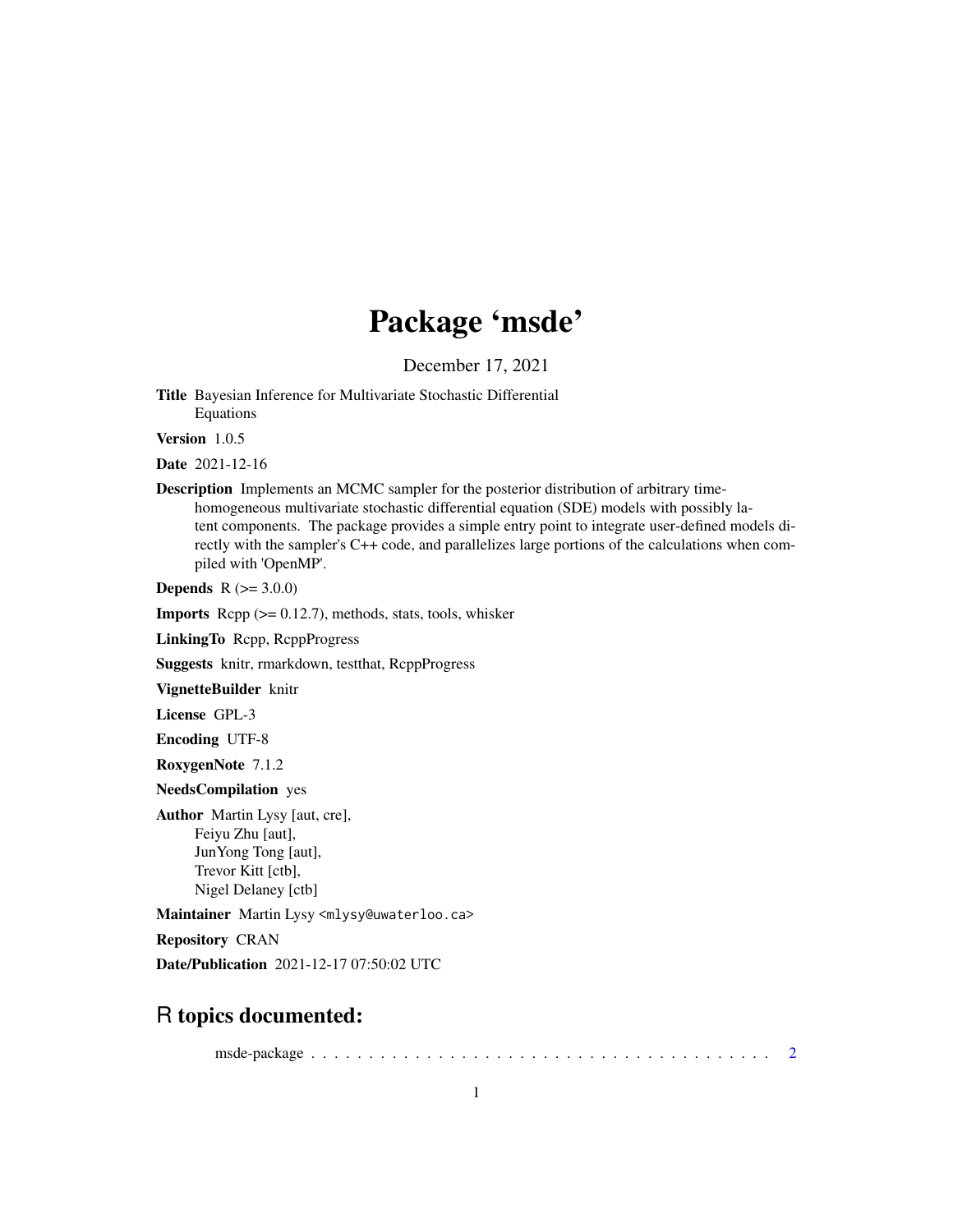# Package 'msde'

December 17, 2021

**Title** Bayesian Inference for Multivariate Stochastic Differential Equations

**Version** 1.0.5

**Date** 2021-12-16

**Description** Implements an MCMC sampler for the posterior distribution of arbitrary time-homogeneous multivariate stochastic differential equation (SDE) models with possibly latent components. The package provides a simple entry point to integrate user-defined models directly with the sampler's C++ code, and parallelizes large portions of the calculations when compiled with 'OpenMP'.

**Depends** R (>= 3.0.0)

**Imports** Rcpp (>= 0.12.7), methods, stats, tools, whisker

**LinkingTo** Rcpp, RcppProgress

**Suggests** knitr, rmarkdown, testthat, RcppProgress

**VignetteBuilder** knitr

**License** GPL-3

**Encoding** UTF-8

**RoxygenNote** 7.1.2

**NeedsCompilation** yes

**Author** Martin Lysy [aut, cre],
Feiyu Zhu [aut],
JunYong Tong [aut],
Trevor Kitt [ctb],
Nigel Delaney [ctb]

**Maintainer** Martin Lysy <mlysy@uwaterloo.ca>

**Repository** CRAN

**Date/Publication** 2021-12-17 07:50:02 UTC

## R topics documented:

msde-package . . . . . . . . . . . . . . . . . . . . . . . . . . . . . . . . . . . . . . . . . 2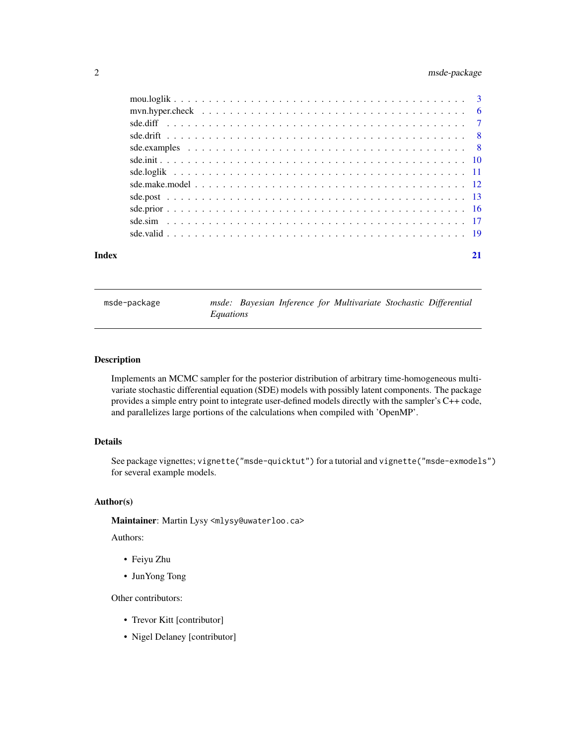| | |
|---|---|
| mou.loglik | 3 |
| mvn.hyper.check | 6 |
| sde.diff | 7 |
| sde.drift | 8 |
| sde.examples | 8 |
| sde.init | 10 |
| sde.loglik | 11 |
| sde.make.model | 12 |
| sde.post | 13 |
| sde.prior | 16 |
| sde.sim | 17 |
| sde.valid | 19 |

**Index** 21

---

## msde-package — *msde: Bayesian Inference for Multivariate Stochastic Differential Equations*

---

### Description

Implements an MCMC sampler for the posterior distribution of arbitrary time-homogeneous multivariate stochastic differential equation (SDE) models with possibly latent components. The package provides a simple entry point to integrate user-defined models directly with the sampler's C++ code, and parallelizes large portions of the calculations when compiled with 'OpenMP'.

### Details

See package vignettes; `vignette("msde-quicktut")` for a tutorial and `vignette("msde-exmodels")` for several example models.

### Author(s)

**Maintainer**: Martin Lysy <mlysy@uwaterloo.ca>

Authors:

- Feiyu Zhu
- JunYong Tong

Other contributors:

- Trevor Kitt [contributor]
- Nigel Delaney [contributor]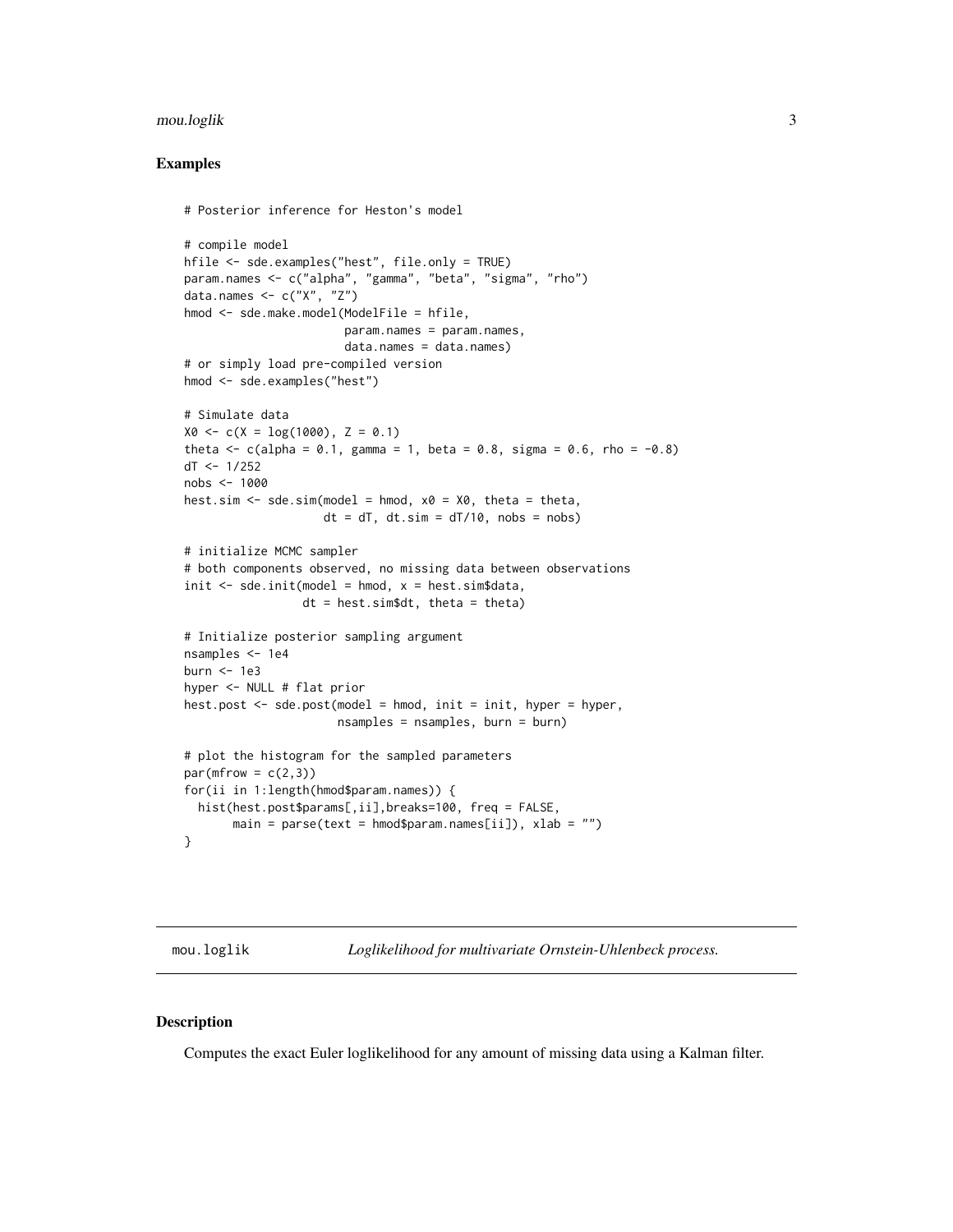### Examples

```
# Posterior inference for Heston's model

# compile model
hfile <- sde.examples("hest", file.only = TRUE)
param.names <- c("alpha", "gamma", "beta", "sigma", "rho")
data.names <- c("X", "Z")
hmod <- sde.make.model(ModelFile = hfile,
                       param.names = param.names,
                       data.names = data.names)
# or simply load pre-compiled version
hmod <- sde.examples("hest")

# Simulate data
X0 <- c(X = log(1000), Z = 0.1)
theta <- c(alpha = 0.1, gamma = 1, beta = 0.8, sigma = 0.6, rho = -0.8)
dT <- 1/252
nobs <- 1000
hest.sim <- sde.sim(model = hmod, x0 = X0, theta = theta,
                    dt = dT, dt.sim = dT/10, nobs = nobs)

# initialize MCMC sampler
# both components observed, no missing data between observations
init <- sde.init(model = hmod, x = hest.sim$data,
                 dt = hest.sim$dt, theta = theta)

# Initialize posterior sampling argument
nsamples <- 1e4
burn <- 1e3
hyper <- NULL # flat prior
hest.post <- sde.post(model = hmod, init = init, hyper = hyper,
                      nsamples = nsamples, burn = burn)

# plot the histogram for the sampled parameters
par(mfrow = c(2,3))
for(ii in 1:length(hmod$param.names)) {
  hist(hest.post$params[,ii],breaks=100, freq = FALSE,
       main = parse(text = hmod$param.names[ii]), xlab = "")
}
```

---

## mou.loglik — *Loglikelihood for multivariate Ornstein-Uhlenbeck process.*

### Description

Computes the exact Euler loglikelihood for any amount of missing data using a Kalman filter.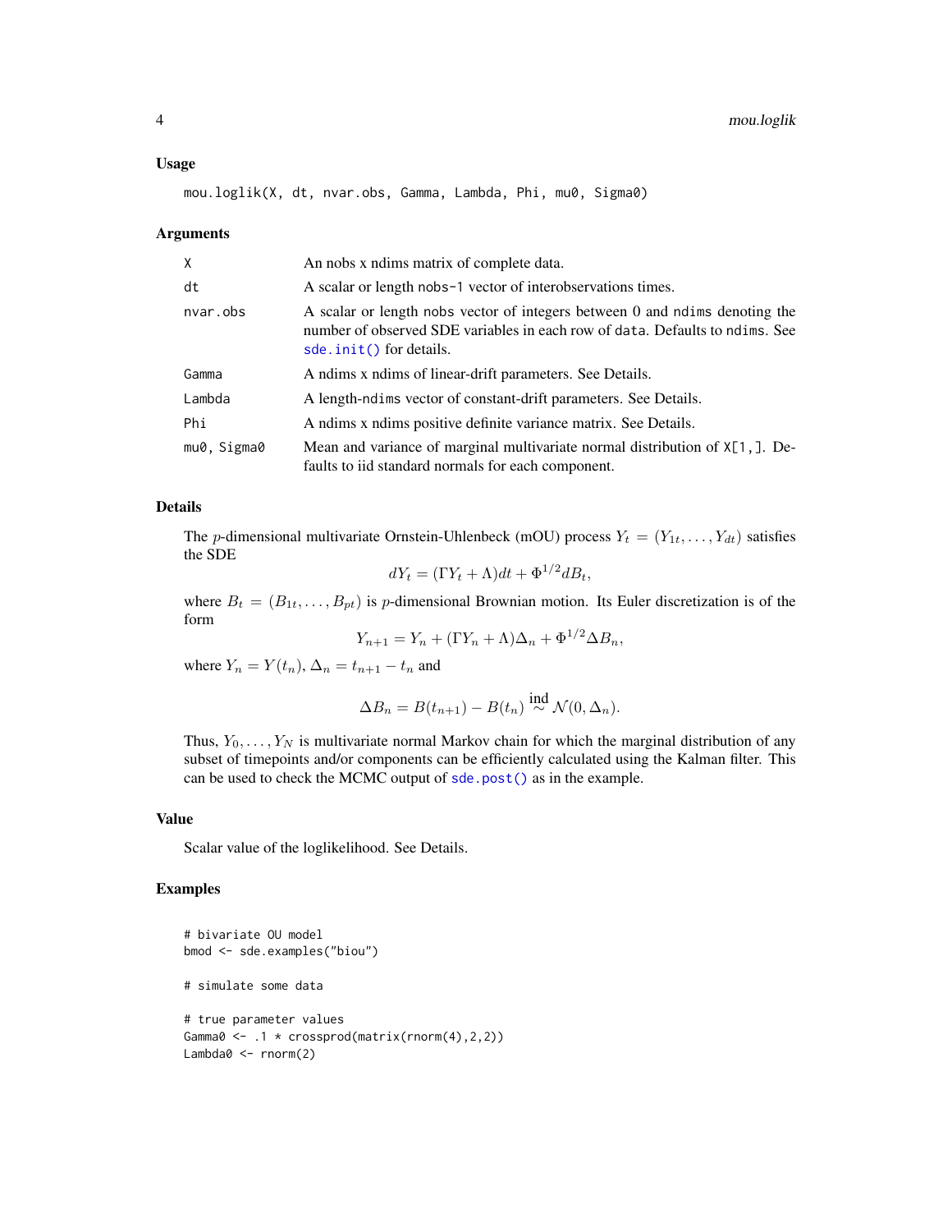### Usage

```
mou.loglik(X, dt, nvar.obs, Gamma, Lambda, Phi, mu0, Sigma0)
```

### Arguments

| | |
|---|---|
| X | An nobs x ndims matrix of complete data. |
| dt | A scalar or length nobs-1 vector of interobservations times. |
| nvar.obs | A scalar or length nobs vector of integers between 0 and ndims denoting the number of observed SDE variables in each row of data. Defaults to ndims. See sde.init() for details. |
| Gamma | A ndims x ndims of linear-drift parameters. See Details. |
| Lambda | A length-ndims vector of constant-drift parameters. See Details. |
| Phi | A ndims x ndims positive definite variance matrix. See Details. |
| mu0, Sigma0 | Mean and variance of marginal multivariate normal distribution of X[1,]. Defaults to iid standard normals for each component. |

### Details

The $p$-dimensional multivariate Ornstein-Uhlenbeck (mOU) process $Y_t = (Y_{1t}, \ldots, Y_{dt})$ satisfies the SDE

$$dY_t = (\Gamma Y_t + \Lambda)dt + \Phi^{1/2} dB_t,$$

where $B_t = (B_{1t}, \ldots, B_{pt})$ is $p$-dimensional Brownian motion. Its Euler discretization is of the form

$$Y_{n+1} = Y_n + (\Gamma Y_n + \Lambda)\Delta_n + \Phi^{1/2} \Delta B_n,$$

where $Y_n = Y(t_n)$, $\Delta_n = t_{n+1} - t_n$ and

$$\Delta B_n = B(t_{n+1}) - B(t_n) \stackrel{\text{ind}}{\sim} \mathcal{N}(0, \Delta_n).$$

Thus, $Y_0, \ldots, Y_N$ is multivariate normal Markov chain for which the marginal distribution of any subset of timepoints and/or components can be efficiently calculated using the Kalman filter. This can be used to check the MCMC output of sde.post() as in the example.

### Value

Scalar value of the loglikelihood. See Details.

### Examples

```
# bivariate OU model
bmod <- sde.examples("biou")

# simulate some data

# true parameter values
Gamma0 <- .1 * crossprod(matrix(rnorm(4),2,2))
Lambda0 <- rnorm(2)
```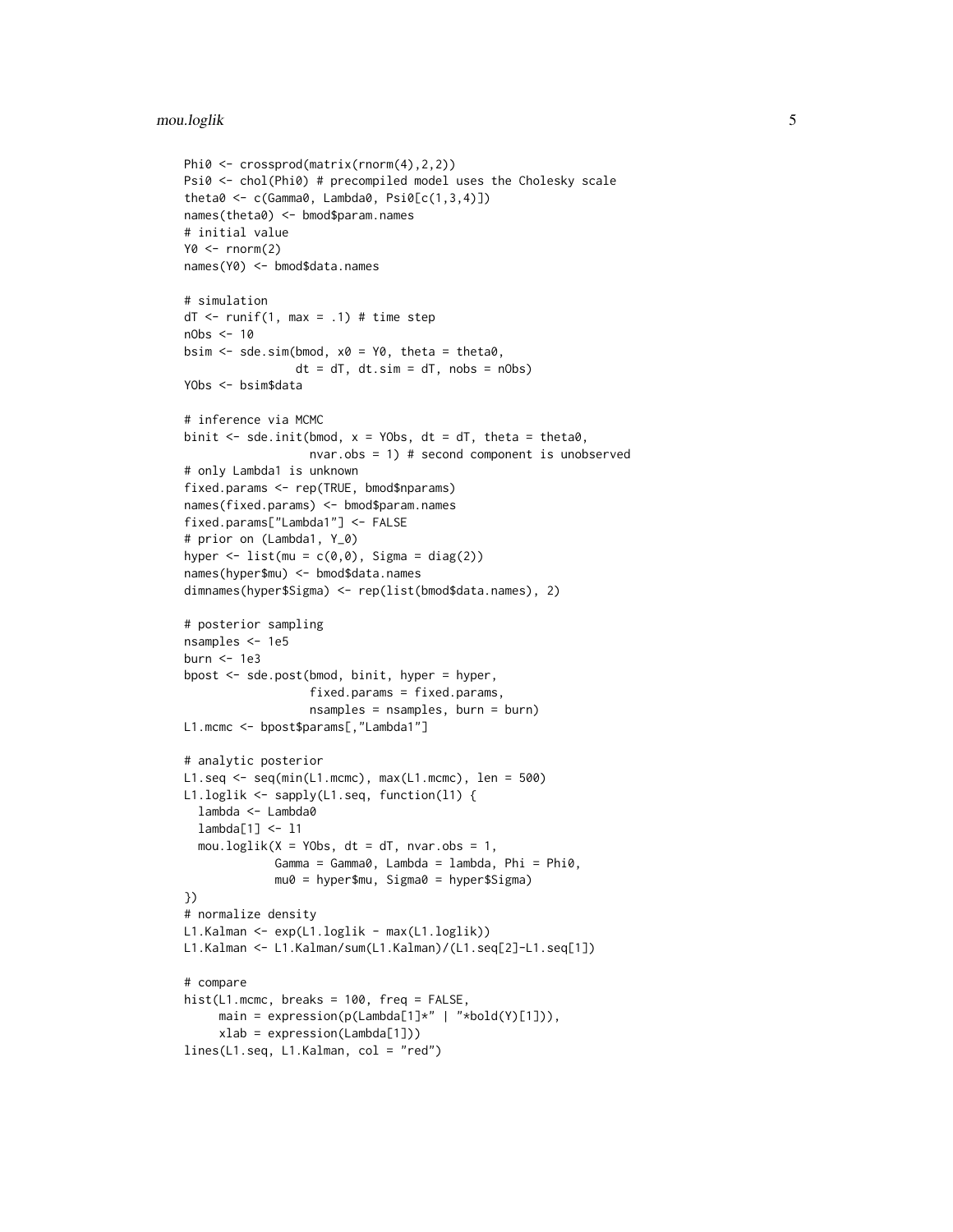```
Phi0 <- crossprod(matrix(rnorm(4),2,2))
Psi0 <- chol(Phi0) # precompiled model uses the Cholesky scale
theta0 <- c(Gamma0, Lambda0, Psi0[c(1,3,4)])
names(theta0) <- bmod$param.names
# initial value
Y0 <- rnorm(2)
names(Y0) <- bmod$data.names

# simulation
dT <- runif(1, max = .1) # time step
nObs <- 10
bsim <- sde.sim(bmod, x0 = Y0, theta = theta0,
                dt = dT, dt.sim = dT, nobs = nObs)
YObs <- bsim$data

# inference via MCMC
binit <- sde.init(bmod, x = YObs, dt = dT, theta = theta0,
                  nvar.obs = 1) # second component is unobserved
# only Lambda1 is unknown
fixed.params <- rep(TRUE, bmod$nparams)
names(fixed.params) <- bmod$param.names
fixed.params["Lambda1"] <- FALSE
# prior on (Lambda1, Y_0)
hyper <- list(mu = c(0,0), Sigma = diag(2))
names(hyper$mu) <- bmod$data.names
dimnames(hyper$Sigma) <- rep(list(bmod$data.names), 2)

# posterior sampling
nsamples <- 1e5
burn <- 1e3
bpost <- sde.post(bmod, binit, hyper = hyper,
                  fixed.params = fixed.params,
                  nsamples = nsamples, burn = burn)
L1.mcmc <- bpost$params[,"Lambda1"]

# analytic posterior
L1.seq <- seq(min(L1.mcmc), max(L1.mcmc), len = 500)
L1.loglik <- sapply(L1.seq, function(l1) {
  lambda <- Lambda0
  lambda[1] <- l1
  mou.loglik(X = YObs, dt = dT, nvar.obs = 1,
             Gamma = Gamma0, Lambda = lambda, Phi = Phi0,
             mu0 = hyper$mu, Sigma0 = hyper$Sigma)
})
# normalize density
L1.Kalman <- exp(L1.loglik - max(L1.loglik))
L1.Kalman <- L1.Kalman/sum(L1.Kalman)/(L1.seq[2]-L1.seq[1])

# compare
hist(L1.mcmc, breaks = 100, freq = FALSE,
     main = expression(p(Lambda[1]*" | "*bold(Y)[1])),
     xlab = expression(Lambda[1]))
lines(L1.seq, L1.Kalman, col = "red")
```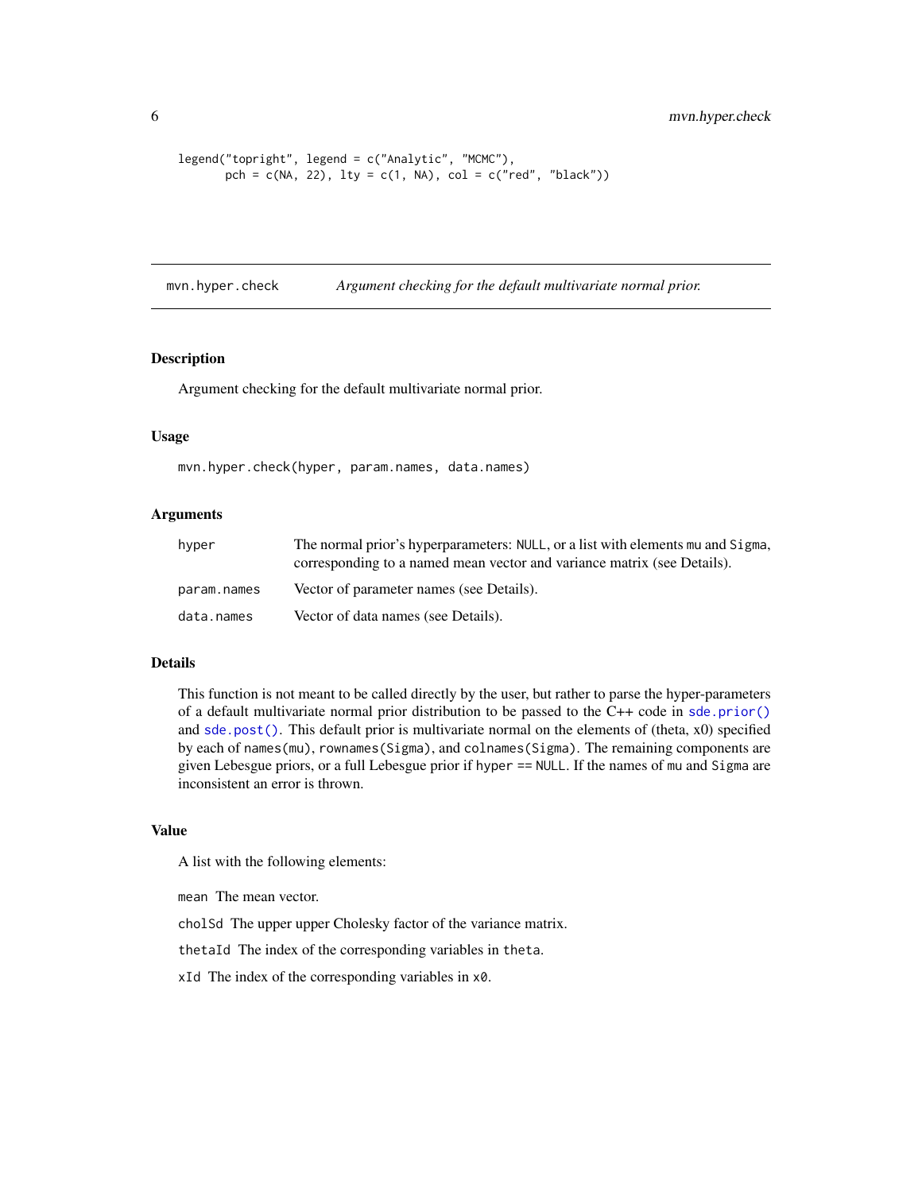```
legend("topright", legend = c("Analytic", "MCMC"),
       pch = c(NA, 22), lty = c(1, NA), col = c("red", "black"))
```

## mvn.hyper.check — *Argument checking for the default multivariate normal prior.*

### Description

Argument checking for the default multivariate normal prior.

### Usage

```
mvn.hyper.check(hyper, param.names, data.names)
```

### Arguments

| | |
|---|---|
| `hyper` | The normal prior's hyperparameters: `NULL`, or a list with elements `mu` and `Sigma`, corresponding to a named mean vector and variance matrix (see Details). |
| `param.names` | Vector of parameter names (see Details). |
| `data.names` | Vector of data names (see Details). |

### Details

This function is not meant to be called directly by the user, but rather to parse the hyper-parameters of a default multivariate normal prior distribution to be passed to the C++ code in `sde.prior()` and `sde.post()`. This default prior is multivariate normal on the elements of (theta, x0) specified by each of `names(mu)`, `rownames(Sigma)`, and `colnames(Sigma)`. The remaining components are given Lebesgue priors, or a full Lebesgue prior if `hyper == NULL`. If the names of `mu` and `Sigma` are inconsistent an error is thrown.

### Value

A list with the following elements:

`mean` The mean vector.

`cholSd` The upper upper Cholesky factor of the variance matrix.

`thetaId` The index of the corresponding variables in `theta`.

`xId` The index of the corresponding variables in `x0`.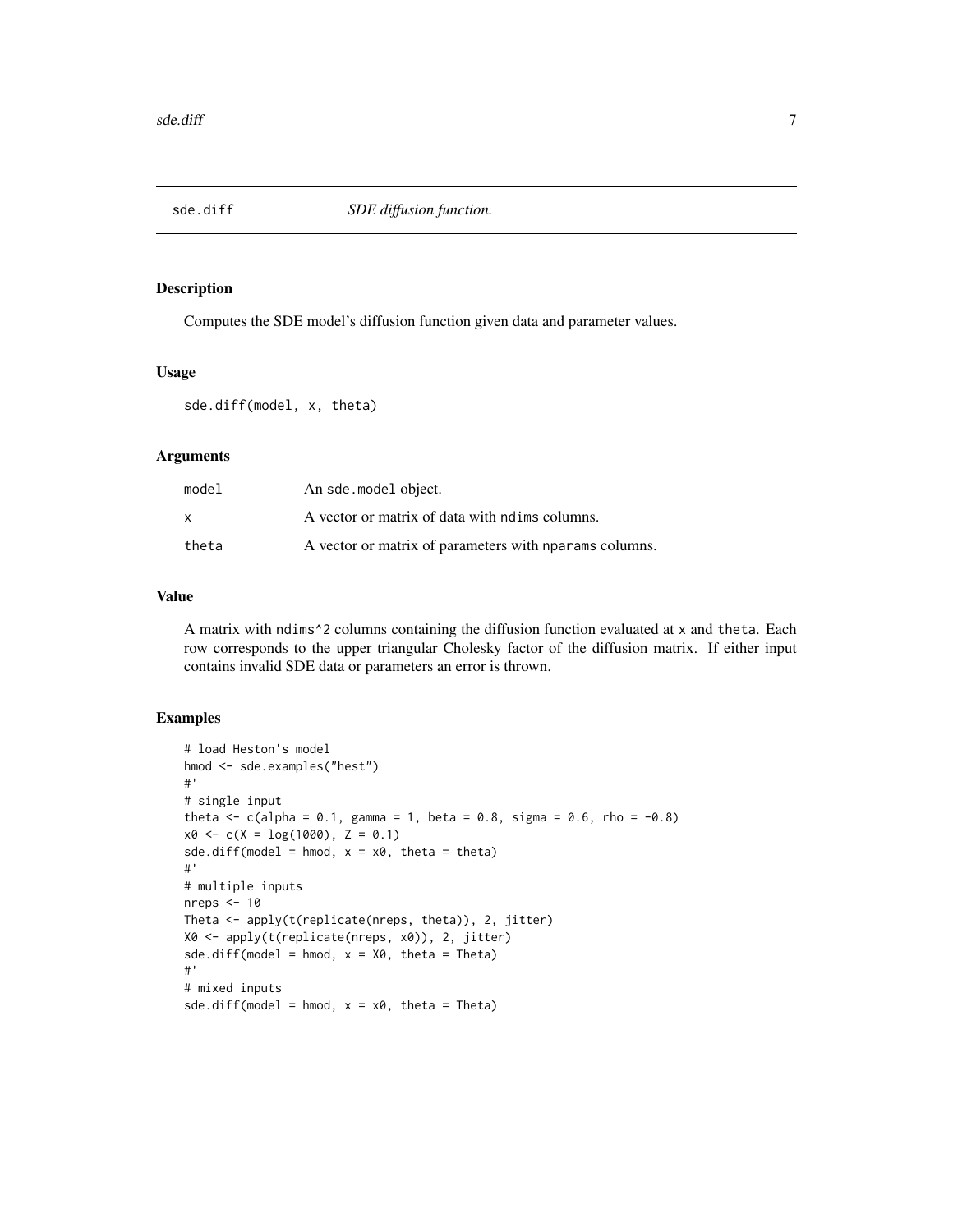# sde.diff — *SDE diffusion function.*

## Description

Computes the SDE model's diffusion function given data and parameter values.

## Usage

```
sde.diff(model, x, theta)
```

## Arguments

| | |
|---|---|
| model | An `sde.model` object. |
| x | A vector or matrix of data with `ndims` columns. |
| theta | A vector or matrix of parameters with `nparams` columns. |

## Value

A matrix with `ndims^2` columns containing the diffusion function evaluated at `x` and `theta`. Each row corresponds to the upper triangular Cholesky factor of the diffusion matrix. If either input contains invalid SDE data or parameters an error is thrown.

## Examples

```
# load Heston's model
hmod <- sde.examples("hest")
#'
# single input
theta <- c(alpha = 0.1, gamma = 1, beta = 0.8, sigma = 0.6, rho = -0.8)
x0 <- c(X = log(1000), Z = 0.1)
sde.diff(model = hmod, x = x0, theta = theta)
#'
# multiple inputs
nreps <- 10
Theta <- apply(t(replicate(nreps, theta)), 2, jitter)
X0 <- apply(t(replicate(nreps, x0)), 2, jitter)
sde.diff(model = hmod, x = X0, theta = Theta)
#'
# mixed inputs
sde.diff(model = hmod, x = x0, theta = Theta)
```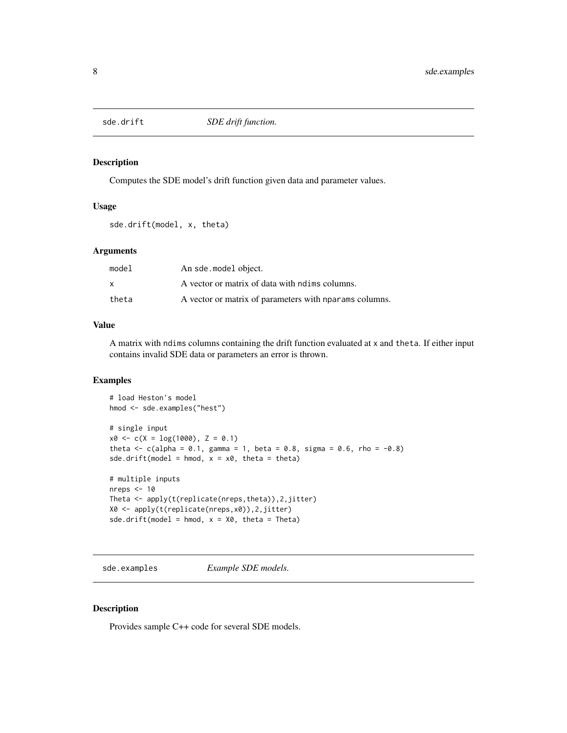## sde.drift *SDE drift function.*

### Description

Computes the SDE model's drift function given data and parameter values.

### Usage

```
sde.drift(model, x, theta)
```

### Arguments

| | |
|---|---|
| model | An sde.model object. |
| x | A vector or matrix of data with ndims columns. |
| theta | A vector or matrix of parameters with nparams columns. |

### Value

A matrix with ndims columns containing the drift function evaluated at x and theta. If either input contains invalid SDE data or parameters an error is thrown.

### Examples

```
# load Heston's model
hmod <- sde.examples("hest")

# single input
x0 <- c(X = log(1000), Z = 0.1)
theta <- c(alpha = 0.1, gamma = 1, beta = 0.8, sigma = 0.6, rho = -0.8)
sde.drift(model = hmod, x = x0, theta = theta)

# multiple inputs
nreps <- 10
Theta <- apply(t(replicate(nreps,theta)),2,jitter)
X0 <- apply(t(replicate(nreps,x0)),2,jitter)
sde.drift(model = hmod, x = X0, theta = Theta)
```

## sde.examples *Example SDE models.*

### Description

Provides sample C++ code for several SDE models.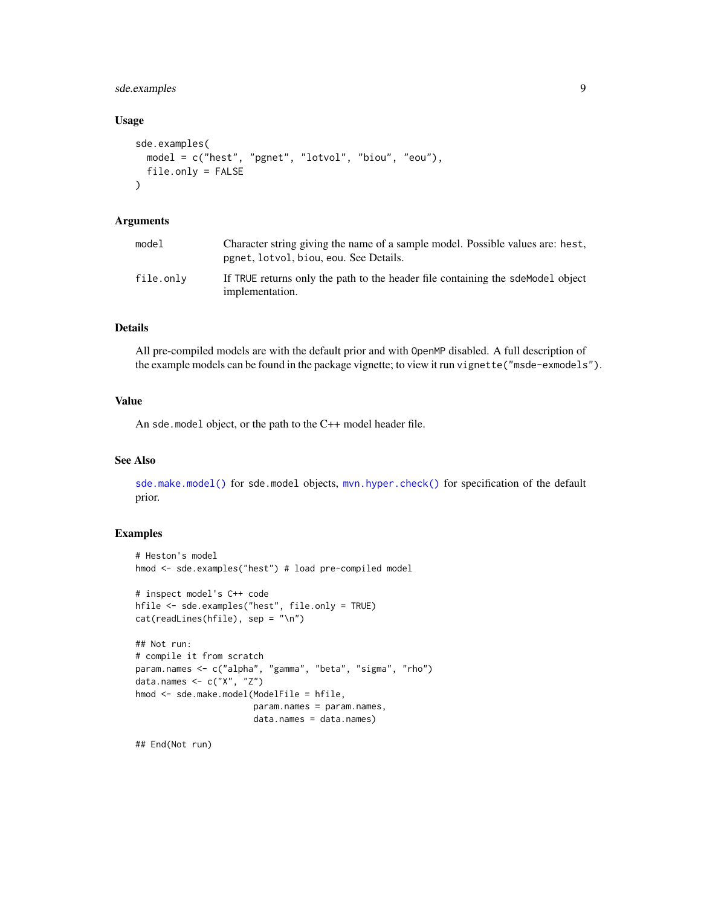### Usage

```
sde.examples(
  model = c("hest", "pgnet", "lotvol", "biou", "eou"),
  file.only = FALSE
)
```

### Arguments

| | |
|---|---|
| `model` | Character string giving the name of a sample model. Possible values are: `hest`, `pgnet`, `lotvol`, `biou`, `eou`. See Details. |
| `file.only` | If `TRUE` returns only the path to the header file containing the `sdeModel` object implementation. |

### Details

All pre-compiled models are with the default prior and with `OpenMP` disabled. A full description of the example models can be found in the package vignette; to view it run `vignette("msde-exmodels")`.

### Value

An `sde.model` object, or the path to the C++ model header file.

### See Also

`sde.make.model()` for `sde.model` objects, `mvn.hyper.check()` for specification of the default prior.

### Examples

```
# Heston's model
hmod <- sde.examples("hest") # load pre-compiled model

# inspect model's C++ code
hfile <- sde.examples("hest", file.only = TRUE)
cat(readLines(hfile), sep = "\n")

## Not run:
# compile it from scratch
param.names <- c("alpha", "gamma", "beta", "sigma", "rho")
data.names <- c("X", "Z")
hmod <- sde.make.model(ModelFile = hfile,
                       param.names = param.names,
                       data.names = data.names)

## End(Not run)
```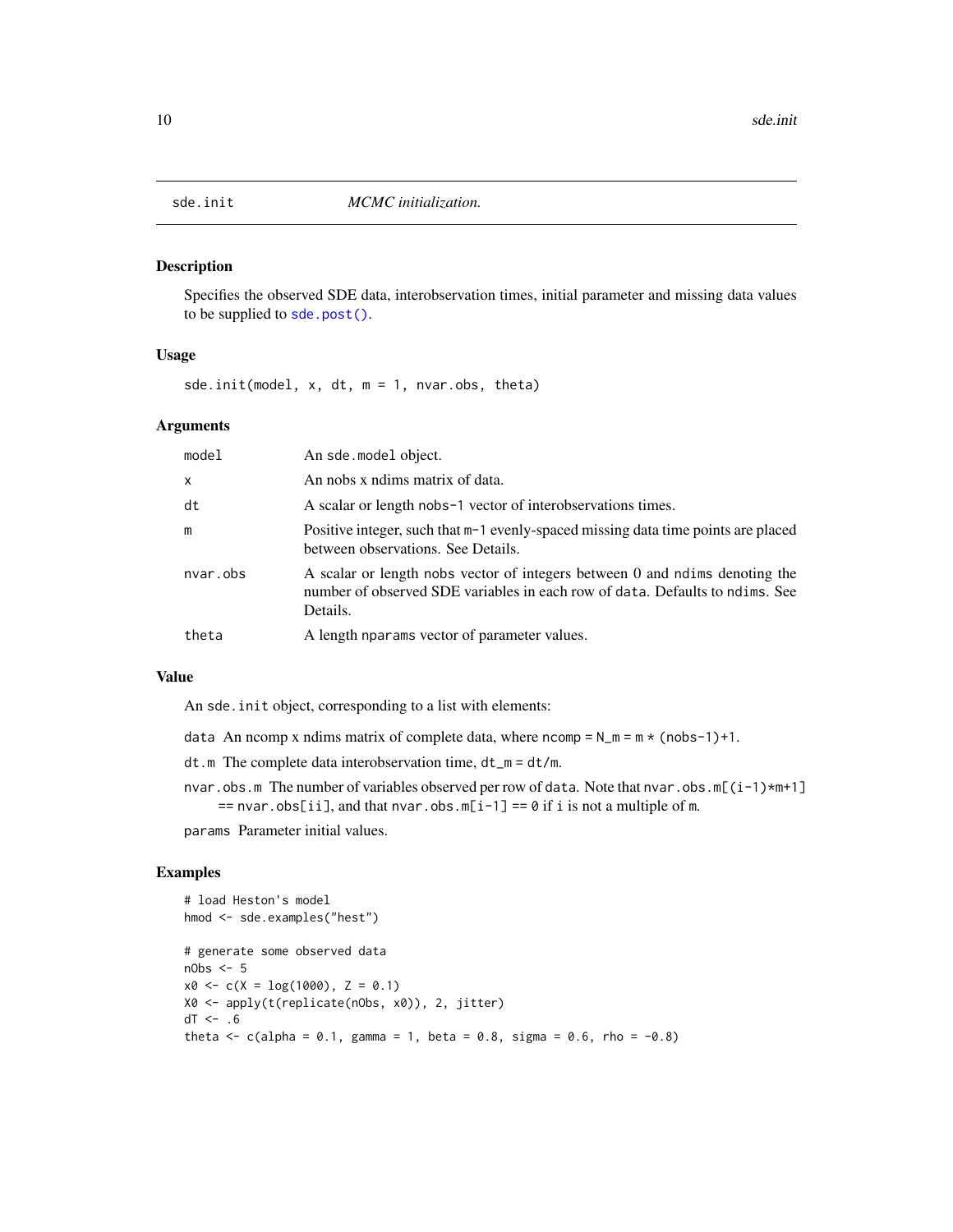## sde.init *MCMC initialization.*

### Description

Specifies the observed SDE data, interobservation times, initial parameter and missing data values to be supplied to `sde.post()`.

### Usage

```
sde.init(model, x, dt, m = 1, nvar.obs, theta)
```

### Arguments

| | |
|---|---|
| `model` | An `sde.model` object. |
| `x` | An nobs x ndims matrix of data. |
| `dt` | A scalar or length `nobs-1` vector of interobservations times. |
| `m` | Positive integer, such that `m-1` evenly-spaced missing data time points are placed between observations. See Details. |
| `nvar.obs` | A scalar or length `nobs` vector of integers between 0 and `ndims` denoting the number of observed SDE variables in each row of `data`. Defaults to `ndims`. See Details. |
| `theta` | A length `nparams` vector of parameter values. |

### Value

An `sde.init` object, corresponding to a list with elements:

`data` An ncomp x ndims matrix of complete data, where `ncomp = N_m = m * (nobs-1)+1`.

`dt.m` The complete data interobservation time, `dt_m = dt/m`.

`nvar.obs.m` The number of variables observed per row of `data`. Note that `nvar.obs.m[(i-1)*m+1] == nvar.obs[ii]`, and that `nvar.obs.m[i-1] == 0` if `i` is not a multiple of `m`.

`params` Parameter initial values.

### Examples

```
# load Heston's model
hmod <- sde.examples("hest")

# generate some observed data
nObs <- 5
x0 <- c(X = log(1000), Z = 0.1)
X0 <- apply(t(replicate(nObs, x0)), 2, jitter)
dT <- .6
theta <- c(alpha = 0.1, gamma = 1, beta = 0.8, sigma = 0.6, rho = -0.8)
```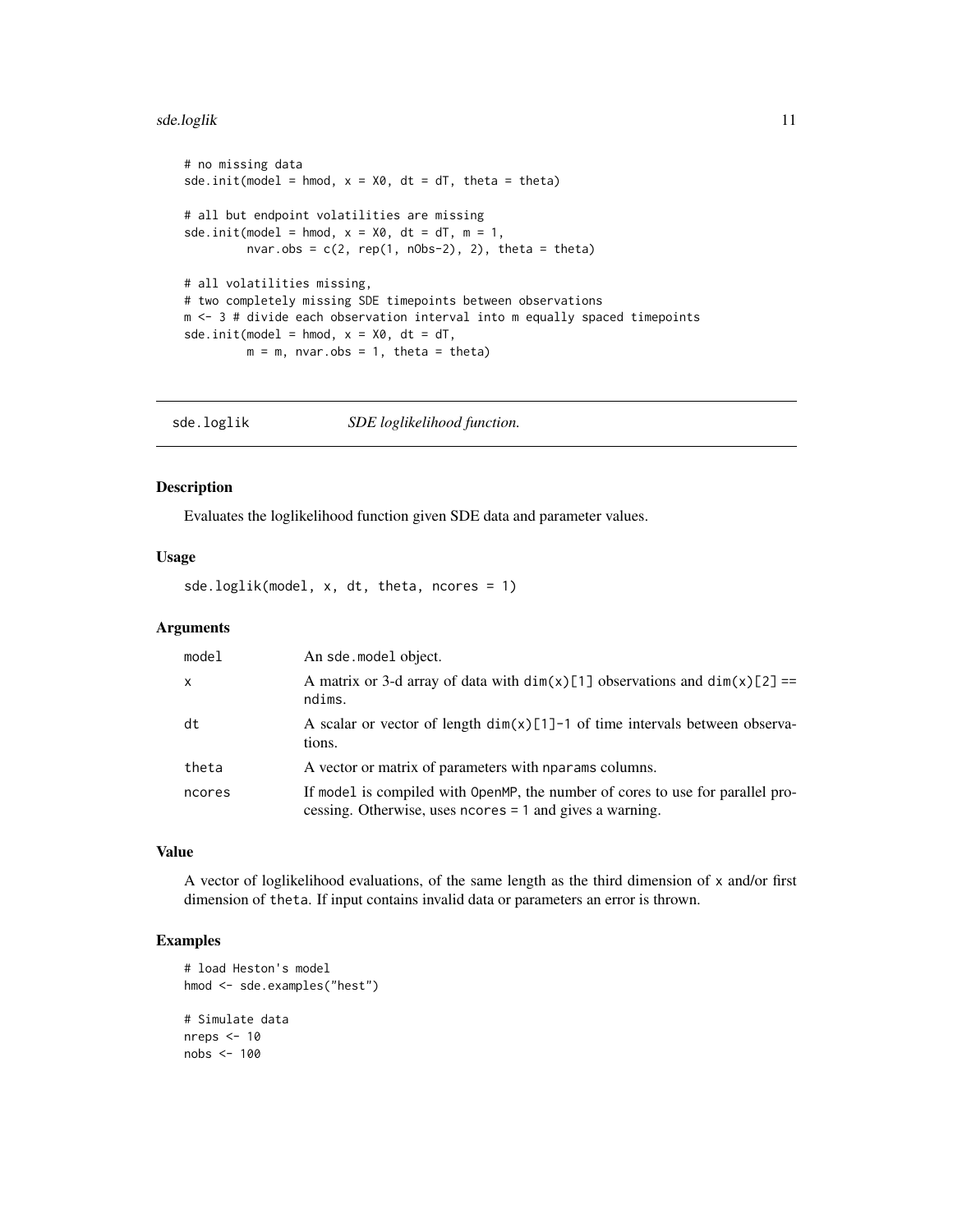```
# no missing data
sde.init(model = hmod, x = X0, dt = dT, theta = theta)

# all but endpoint volatilities are missing
sde.init(model = hmod, x = X0, dt = dT, m = 1,
         nvar.obs = c(2, rep(1, nObs-2), 2), theta = theta)

# all volatilities missing,
# two completely missing SDE timepoints between observations
m <- 3 # divide each observation interval into m equally spaced timepoints
sde.init(model = hmod, x = X0, dt = dT,
         m = m, nvar.obs = 1, theta = theta)
```

## sde.loglik — *SDE loglikelihood function.*

### Description

Evaluates the loglikelihood function given SDE data and parameter values.

### Usage

```
sde.loglik(model, x, dt, theta, ncores = 1)
```

### Arguments

| | |
|---|---|
| `model` | An `sde.model` object. |
| `x` | A matrix or 3-d array of data with `dim(x)[1]` observations and `dim(x)[2] == ndims`. |
| `dt` | A scalar or vector of length `dim(x)[1]-1` of time intervals between observations. |
| `theta` | A vector or matrix of parameters with `nparams` columns. |
| `ncores` | If `model` is compiled with `OpenMP`, the number of cores to use for parallel processing. Otherwise, uses `ncores = 1` and gives a warning. |

### Value

A vector of loglikelihood evaluations, of the same length as the third dimension of `x` and/or first dimension of `theta`. If input contains invalid data or parameters an error is thrown.

### Examples

```
# load Heston's model
hmod <- sde.examples("hest")

# Simulate data
nreps <- 10
nobs <- 100
```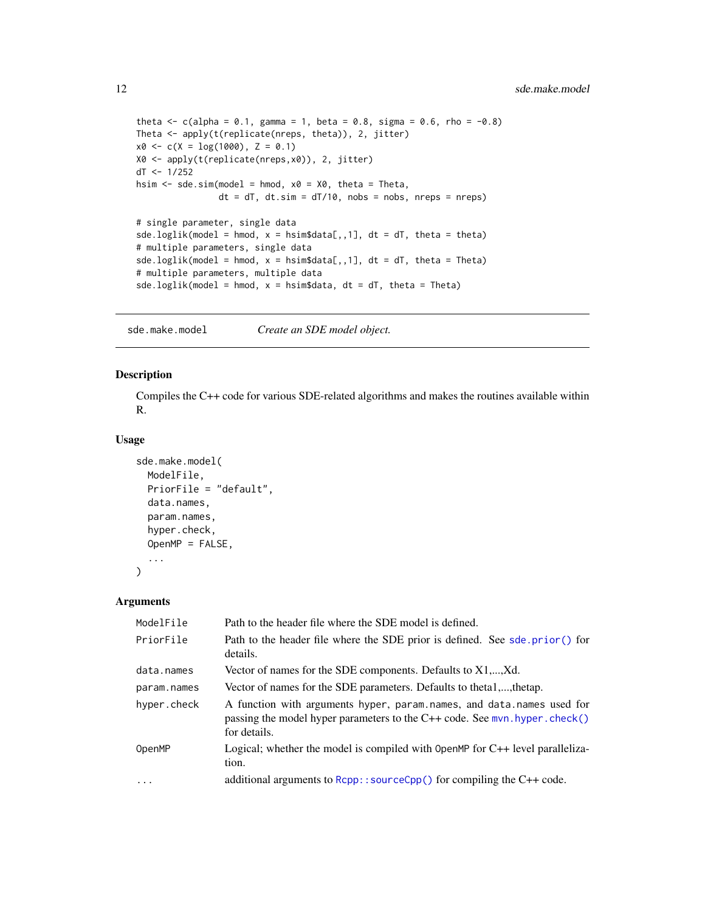```
theta <- c(alpha = 0.1, gamma = 1, beta = 0.8, sigma = 0.6, rho = -0.8)
Theta <- apply(t(replicate(nreps, theta)), 2, jitter)
x0 <- c(X = log(1000), Z = 0.1)
X0 <- apply(t(replicate(nreps,x0)), 2, jitter)
dT <- 1/252
hsim <- sde.sim(model = hmod, x0 = X0, theta = Theta,
                dt = dT, dt.sim = dT/10, nobs = nobs, nreps = nreps)

# single parameter, single data
sde.loglik(model = hmod, x = hsim$data[,,1], dt = dT, theta = theta)
# multiple parameters, single data
sde.loglik(model = hmod, x = hsim$data[,,1], dt = dT, theta = Theta)
# multiple parameters, multiple data
sde.loglik(model = hmod, x = hsim$data, dt = dT, theta = Theta)
```

## sde.make.model — *Create an SDE model object.*

### Description

Compiles the C++ code for various SDE-related algorithms and makes the routines available within R.

### Usage

```
sde.make.model(
  ModelFile,
  PriorFile = "default",
  data.names,
  param.names,
  hyper.check,
  OpenMP = FALSE,
  ...
)
```

### Arguments

| | |
|---|---|
| `ModelFile` | Path to the header file where the SDE model is defined. |
| `PriorFile` | Path to the header file where the SDE prior is defined. See `sde.prior()` for details. |
| `data.names` | Vector of names for the SDE components. Defaults to X1,...,Xd. |
| `param.names` | Vector of names for the SDE parameters. Defaults to theta1,...,thetap. |
| `hyper.check` | A function with arguments `hyper`, `param.names`, and `data.names` used for passing the model hyper parameters to the C++ code. See `mvn.hyper.check()` for details. |
| `OpenMP` | Logical; whether the model is compiled with `OpenMP` for C++ level parallelization. |
| `...` | additional arguments to `Rcpp::sourceCpp()` for compiling the C++ code. |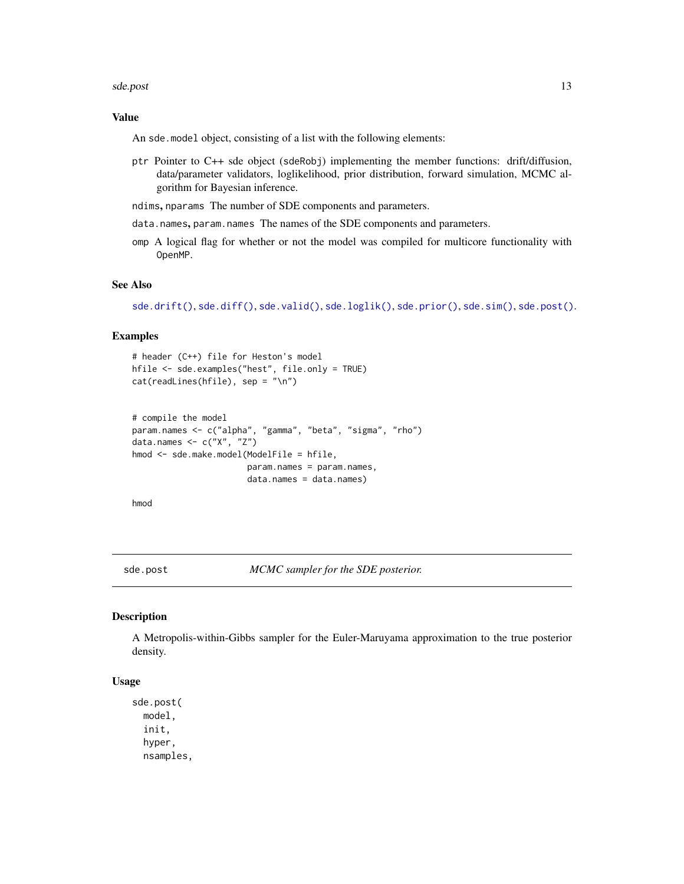## Value

An `sde.model` object, consisting of a list with the following elements:

`ptr` Pointer to C++ sde object (`sdeRobj`) implementing the member functions: drift/diffusion, data/parameter validators, loglikelihood, prior distribution, forward simulation, MCMC algorithm for Bayesian inference.

`ndims`, `nparams` The number of SDE components and parameters.

`data.names`, `param.names` The names of the SDE components and parameters.

`omp` A logical flag for whether or not the model was compiled for multicore functionality with `OpenMP`.

## See Also

`sde.drift()`, `sde.diff()`, `sde.valid()`, `sde.loglik()`, `sde.prior()`, `sde.sim()`, `sde.post()`.

## Examples

```
# header (C++) file for Heston's model
hfile <- sde.examples("hest", file.only = TRUE)
cat(readLines(hfile), sep = "\n")


# compile the model
param.names <- c("alpha", "gamma", "beta", "sigma", "rho")
data.names <- c("X", "Z")
hmod <- sde.make.model(ModelFile = hfile,
                       param.names = param.names,
                       data.names = data.names)

hmod
```

---

# sde.post *MCMC sampler for the SDE posterior.*

## Description

A Metropolis-within-Gibbs sampler for the Euler-Maruyama approximation to the true posterior density.

## Usage

```
sde.post(
  model,
  init,
  hyper,
  nsamples,
```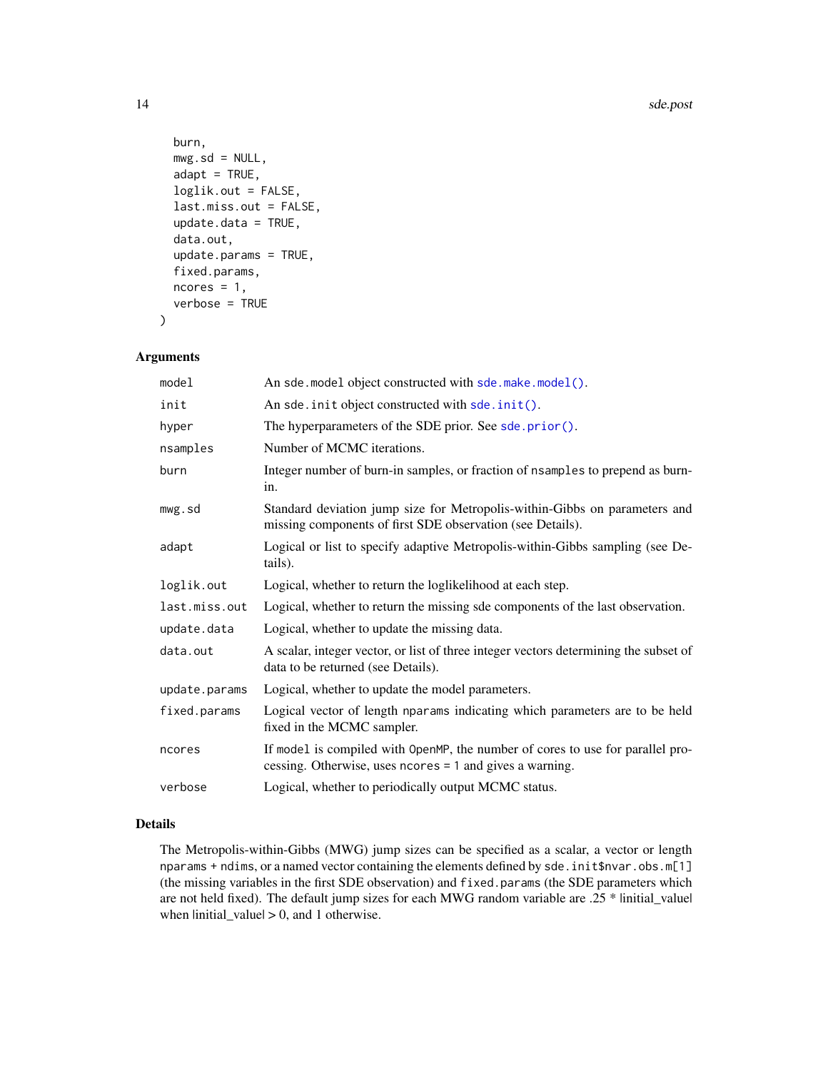```
  burn,
  mwg.sd = NULL,
  adapt = TRUE,
  loglik.out = FALSE,
  last.miss.out = FALSE,
  update.data = TRUE,
  data.out,
  update.params = TRUE,
  fixed.params,
  ncores = 1,
  verbose = TRUE
)
```

## Arguments

| | |
|---|---|
| `model` | An `sde.model` object constructed with `sde.make.model()`. |
| `init` | An `sde.init` object constructed with `sde.init()`. |
| `hyper` | The hyperparameters of the SDE prior. See `sde.prior()`. |
| `nsamples` | Number of MCMC iterations. |
| `burn` | Integer number of burn-in samples, or fraction of `nsamples` to prepend as burn-in. |
| `mwg.sd` | Standard deviation jump size for Metropolis-within-Gibbs on parameters and missing components of first SDE observation (see Details). |
| `adapt` | Logical or list to specify adaptive Metropolis-within-Gibbs sampling (see Details). |
| `loglik.out` | Logical, whether to return the loglikelihood at each step. |
| `last.miss.out` | Logical, whether to return the missing sde components of the last observation. |
| `update.data` | Logical, whether to update the missing data. |
| `data.out` | A scalar, integer vector, or list of three integer vectors determining the subset of data to be returned (see Details). |
| `update.params` | Logical, whether to update the model parameters. |
| `fixed.params` | Logical vector of length `nparams` indicating which parameters are to be held fixed in the MCMC sampler. |
| `ncores` | If `model` is compiled with `OpenMP`, the number of cores to use for parallel processing. Otherwise, uses `ncores = 1` and gives a warning. |
| `verbose` | Logical, whether to periodically output MCMC status. |

## Details

The Metropolis-within-Gibbs (MWG) jump sizes can be specified as a scalar, a vector or length `nparams + ndims`, or a named vector containing the elements defined by `sde.init$nvar.obs.m[1]` (the missing variables in the first SDE observation) and `fixed.params` (the SDE parameters which are not held fixed). The default jump sizes for each MWG random variable are .25 * |initial_value| when |initial_value| > 0, and 1 otherwise.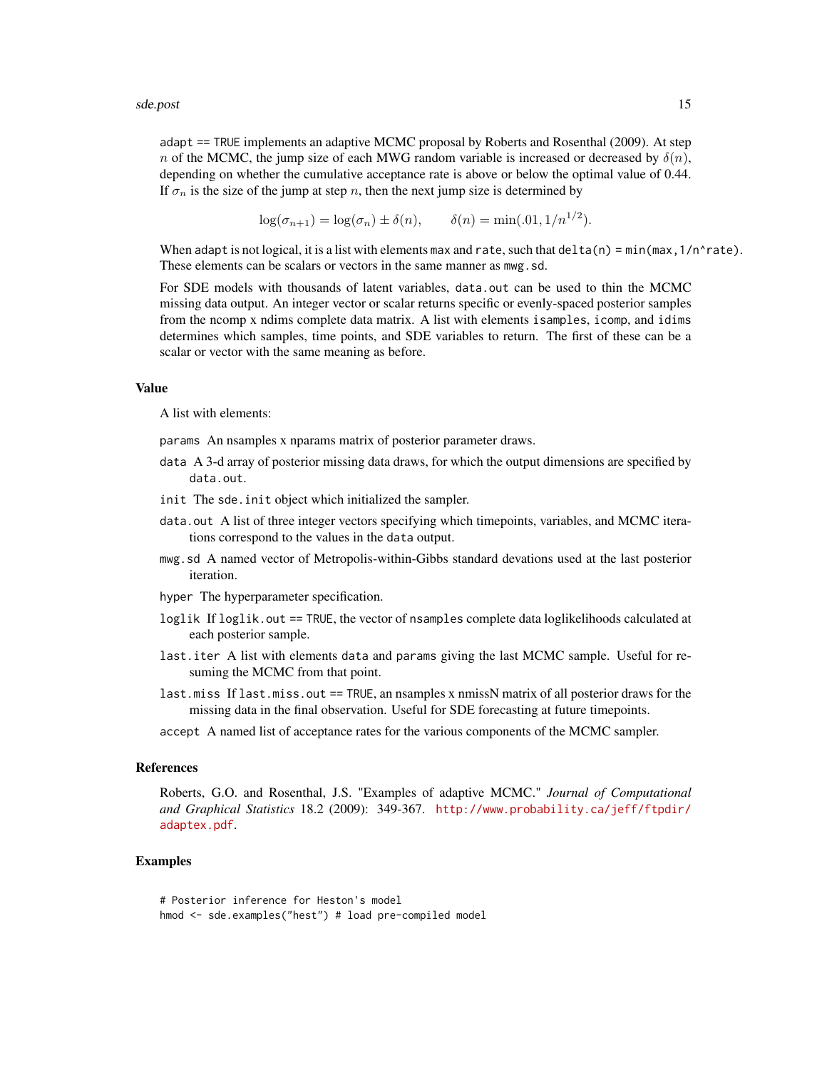adapt == TRUE implements an adaptive MCMC proposal by Roberts and Rosenthal (2009). At step $n$ of the MCMC, the jump size of each MWG random variable is increased or decreased by $\delta(n)$, depending on whether the cumulative acceptance rate is above or below the optimal value of 0.44. If $\sigma_n$ is the size of the jump at step $n$, then the next jump size is determined by

$$\log(\sigma_{n+1}) = \log(\sigma_n) \pm \delta(n), \qquad \delta(n) = \min(.01, 1/n^{1/2}).$$

When adapt is not logical, it is a list with elements max and rate, such that delta(n) = min(max,1/n^rate). These elements can be scalars or vectors in the same manner as mwg.sd.

For SDE models with thousands of latent variables, data.out can be used to thin the MCMC missing data output. An integer vector or scalar returns specific or evenly-spaced posterior samples from the ncomp x ndims complete data matrix. A list with elements isamples, icomp, and idims determines which samples, time points, and SDE variables to return. The first of these can be a scalar or vector with the same meaning as before.

## Value

A list with elements:

- params An nsamples x nparams matrix of posterior parameter draws.
- data A 3-d array of posterior missing data draws, for which the output dimensions are specified by data.out.
- init The sde.init object which initialized the sampler.
- data.out A list of three integer vectors specifying which timepoints, variables, and MCMC iterations correspond to the values in the data output.
- mwg.sd A named vector of Metropolis-within-Gibbs standard devations used at the last posterior iteration.
- hyper The hyperparameter specification.
- loglik If loglik.out == TRUE, the vector of nsamples complete data loglikelihoods calculated at each posterior sample.
- last.iter A list with elements data and params giving the last MCMC sample. Useful for resuming the MCMC from that point.
- last.miss If last.miss.out == TRUE, an nsamples x nmissN matrix of all posterior draws for the missing data in the final observation. Useful for SDE forecasting at future timepoints.
- accept A named list of acceptance rates for the various components of the MCMC sampler.

## References

Roberts, G.O. and Rosenthal, J.S. "Examples of adaptive MCMC." *Journal of Computational and Graphical Statistics* 18.2 (2009): 349-367. http://www.probability.ca/jeff/ftpdir/adaptex.pdf.

## Examples

```
# Posterior inference for Heston's model
hmod <- sde.examples("hest") # load pre-compiled model
```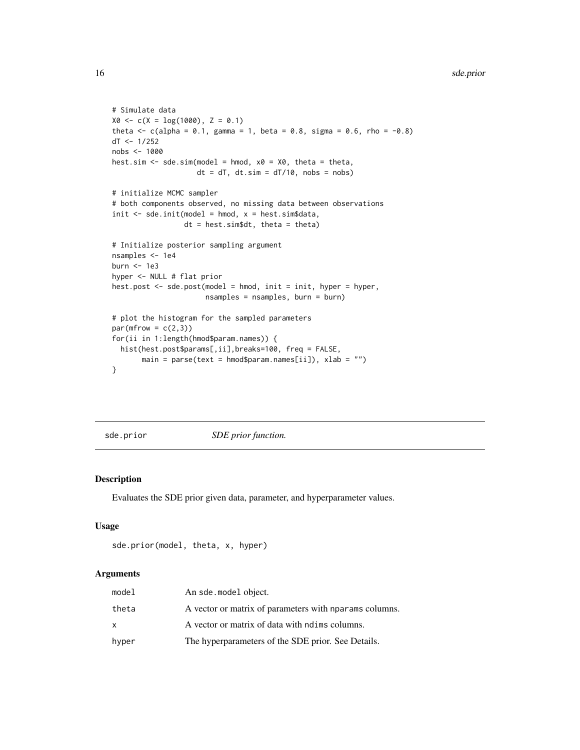```
# Simulate data
X0 <- c(X = log(1000), Z = 0.1)
theta <- c(alpha = 0.1, gamma = 1, beta = 0.8, sigma = 0.6, rho = -0.8)
dT <- 1/252
nobs <- 1000
hest.sim <- sde.sim(model = hmod, x0 = X0, theta = theta,
                    dt = dT, dt.sim = dT/10, nobs = nobs)

# initialize MCMC sampler
# both components observed, no missing data between observations
init <- sde.init(model = hmod, x = hest.sim$data,
                 dt = hest.sim$dt, theta = theta)

# Initialize posterior sampling argument
nsamples <- 1e4
burn <- 1e3
hyper <- NULL # flat prior
hest.post <- sde.post(model = hmod, init = init, hyper = hyper,
                      nsamples = nsamples, burn = burn)

# plot the histogram for the sampled parameters
par(mfrow = c(2,3))
for(ii in 1:length(hmod$param.names)) {
  hist(hest.post$params[,ii],breaks=100, freq = FALSE,
       main = parse(text = hmod$param.names[ii]), xlab = "")
}
```

---

## sde.prior *SDE prior function.*

### Description

Evaluates the SDE prior given data, parameter, and hyperparameter values.

### Usage

```
sde.prior(model, theta, x, hyper)
```

### Arguments

| | |
|---|---|
| `model` | An `sde.model` object. |
| `theta` | A vector or matrix of parameters with `nparams` columns. |
| `x` | A vector or matrix of data with `ndims` columns. |
| `hyper` | The hyperparameters of the SDE prior. See Details. |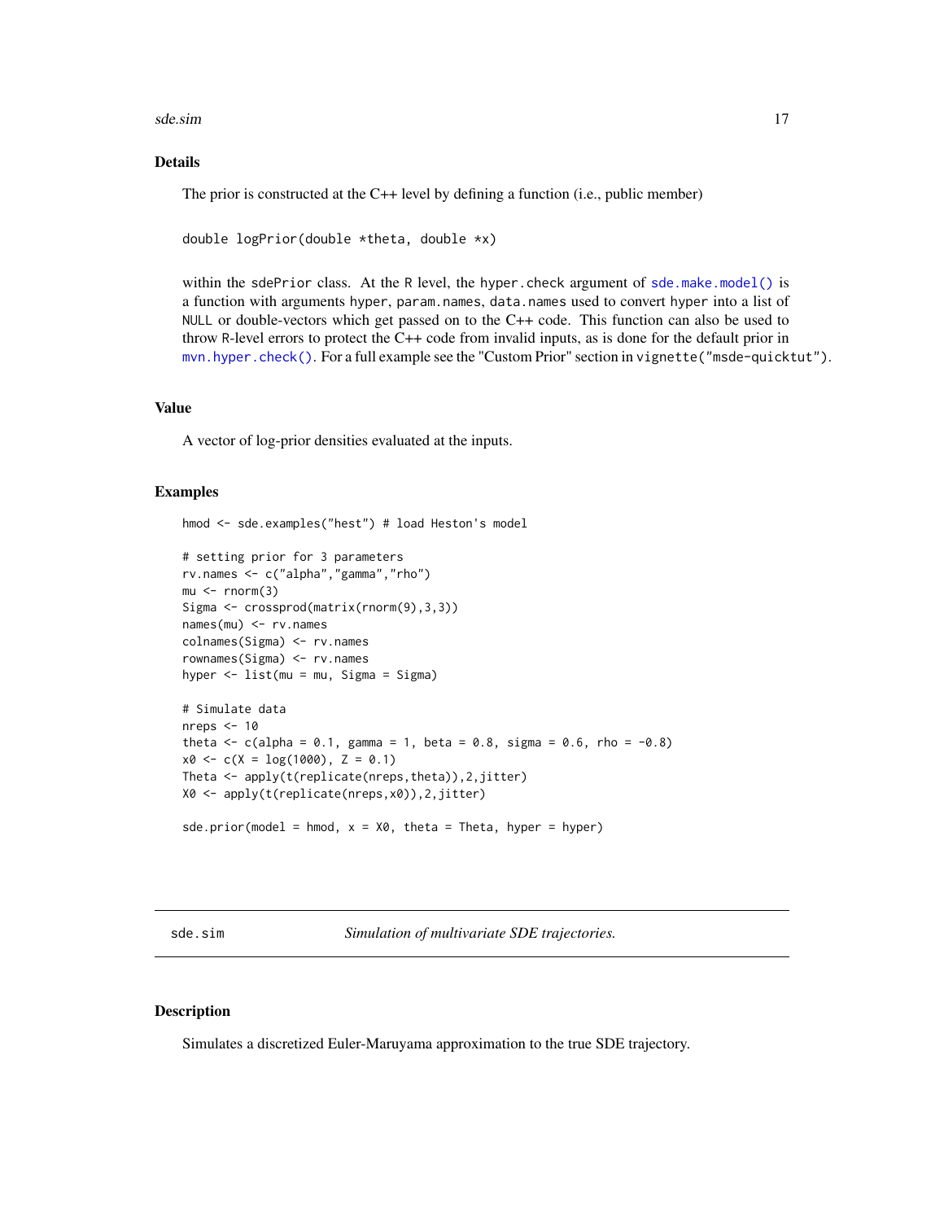### Details

The prior is constructed at the C++ level by defining a function (i.e., public member)

```
double logPrior(double *theta, double *x)
```

within the sdePrior class. At the R level, the hyper.check argument of sde.make.model() is a function with arguments hyper, param.names, data.names used to convert hyper into a list of NULL or double-vectors which get passed on to the C++ code. This function can also be used to throw R-level errors to protect the C++ code from invalid inputs, as is done for the default prior in mvn.hyper.check(). For a full example see the "Custom Prior" section in vignette("msde-quicktut").

### Value

A vector of log-prior densities evaluated at the inputs.

### Examples

```
hmod <- sde.examples("hest") # load Heston's model

# setting prior for 3 parameters
rv.names <- c("alpha","gamma","rho")
mu <- rnorm(3)
Sigma <- crossprod(matrix(rnorm(9),3,3))
names(mu) <- rv.names
colnames(Sigma) <- rv.names
rownames(Sigma) <- rv.names
hyper <- list(mu = mu, Sigma = Sigma)

# Simulate data
nreps <- 10
theta <- c(alpha = 0.1, gamma = 1, beta = 0.8, sigma = 0.6, rho = -0.8)
x0 <- c(X = log(1000), Z = 0.1)
Theta <- apply(t(replicate(nreps,theta)),2,jitter)
X0 <- apply(t(replicate(nreps,x0)),2,jitter)

sde.prior(model = hmod, x = X0, theta = Theta, hyper = hyper)
```

---

## sde.sim — *Simulation of multivariate SDE trajectories.*

### Description

Simulates a discretized Euler-Maruyama approximation to the true SDE trajectory.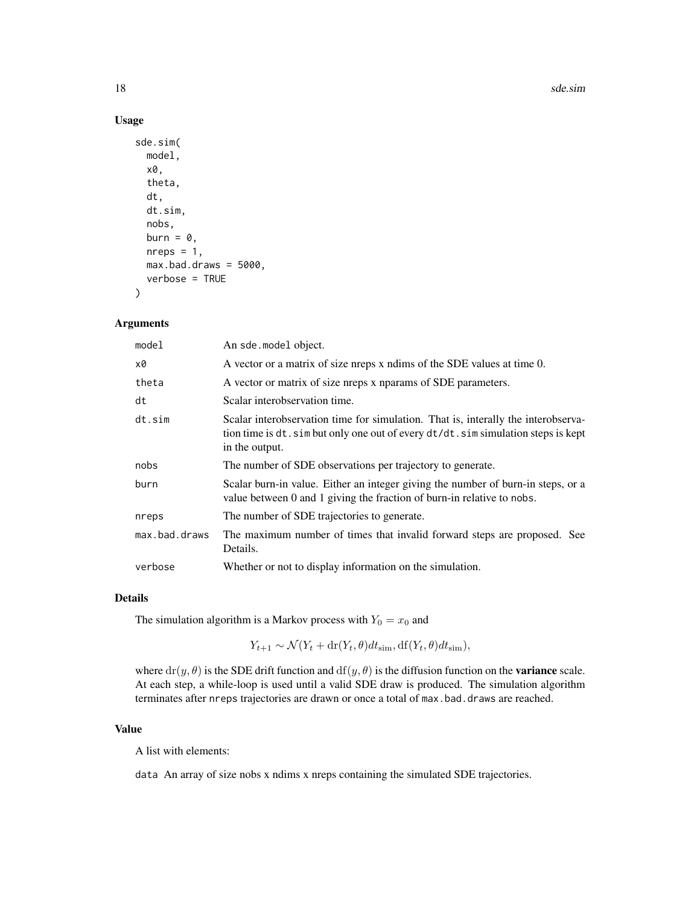## Usage

```
sde.sim(
  model,
  x0,
  theta,
  dt,
  dt.sim,
  nobs,
  burn = 0,
  nreps = 1,
  max.bad.draws = 5000,
  verbose = TRUE
)
```

## Arguments

| | |
|---|---|
| `model` | An `sde.model` object. |
| `x0` | A vector or a matrix of size nreps x ndims of the SDE values at time 0. |
| `theta` | A vector or matrix of size nreps x nparams of SDE parameters. |
| `dt` | Scalar interobservation time. |
| `dt.sim` | Scalar interobservation time for simulation. That is, interally the interobservation time is `dt.sim` but only one out of every `dt/dt.sim` simulation steps is kept in the output. |
| `nobs` | The number of SDE observations per trajectory to generate. |
| `burn` | Scalar burn-in value. Either an integer giving the number of burn-in steps, or a value between 0 and 1 giving the fraction of burn-in relative to `nobs`. |
| `nreps` | The number of SDE trajectories to generate. |
| `max.bad.draws` | The maximum number of times that invalid forward steps are proposed. See Details. |
| `verbose` | Whether or not to display information on the simulation. |

## Details

The simulation algorithm is a Markov process with $Y_0 = x_0$ and

$$Y_{t+1} \sim \mathcal{N}(Y_t + \mathrm{dr}(Y_t, \theta) dt_{\mathrm{sim}}, \mathrm{df}(Y_t, \theta) dt_{\mathrm{sim}}),$$

where $\mathrm{dr}(y, \theta)$ is the SDE drift function and $\mathrm{df}(y, \theta)$ is the diffusion function on the **variance** scale. At each step, a while-loop is used until a valid SDE draw is produced. The simulation algorithm terminates after `nreps` trajectories are drawn or once a total of `max.bad.draws` are reached.

## Value

A list with elements:

`data` An array of size nobs x ndims x nreps containing the simulated SDE trajectories.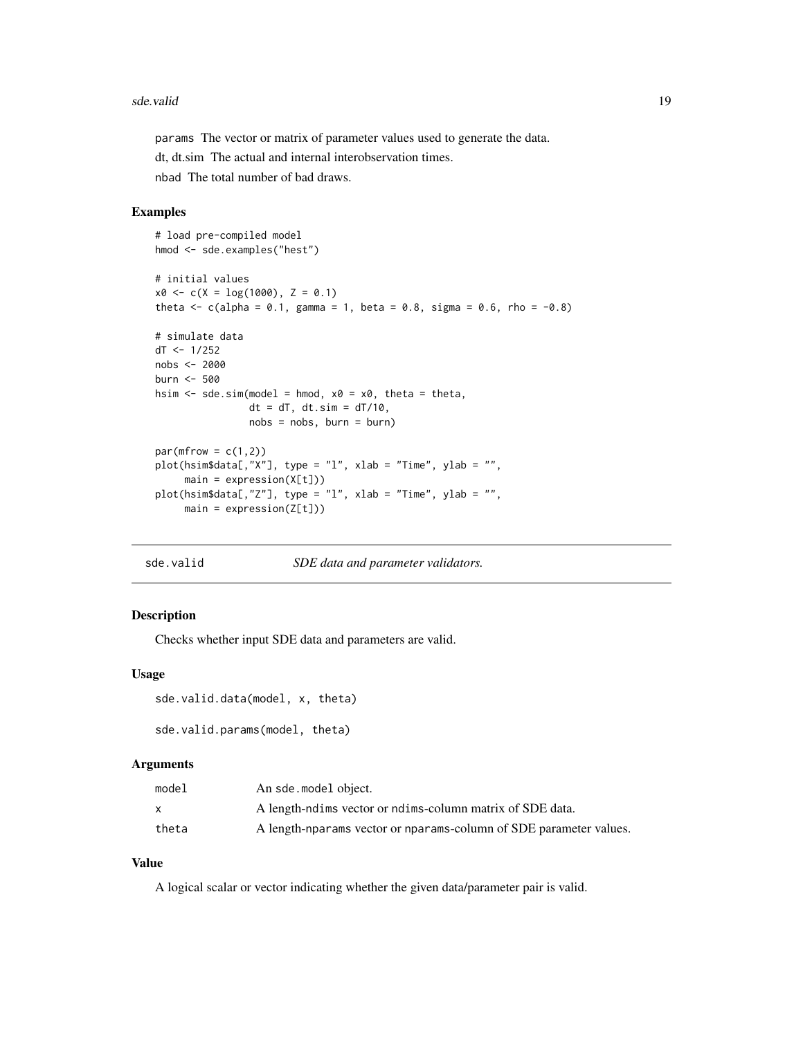params The vector or matrix of parameter values used to generate the data.

dt, dt.sim The actual and internal interobservation times.

nbad The total number of bad draws.

### Examples

```
# load pre-compiled model
hmod <- sde.examples("hest")

# initial values
x0 <- c(X = log(1000), Z = 0.1)
theta <- c(alpha = 0.1, gamma = 1, beta = 0.8, sigma = 0.6, rho = -0.8)

# simulate data
dT <- 1/252
nobs <- 2000
burn <- 500
hsim <- sde.sim(model = hmod, x0 = x0, theta = theta,
                dt = dT, dt.sim = dT/10,
                nobs = nobs, burn = burn)

par(mfrow = c(1,2))
plot(hsim$data[,"X"], type = "l", xlab = "Time", ylab = "",
     main = expression(X[t]))
plot(hsim$data[,"Z"], type = "l", xlab = "Time", ylab = "",
     main = expression(Z[t]))
```

## sde.valid — *SDE data and parameter validators.*

### Description

Checks whether input SDE data and parameters are valid.

### Usage

```
sde.valid.data(model, x, theta)

sde.valid.params(model, theta)
```

### Arguments

| | |
|---|---|
| model | An sde.model object. |
| x | A length-ndims vector or ndims-column matrix of SDE data. |
| theta | A length-nparams vector or nparams-column of SDE parameter values. |

### Value

A logical scalar or vector indicating whether the given data/parameter pair is valid.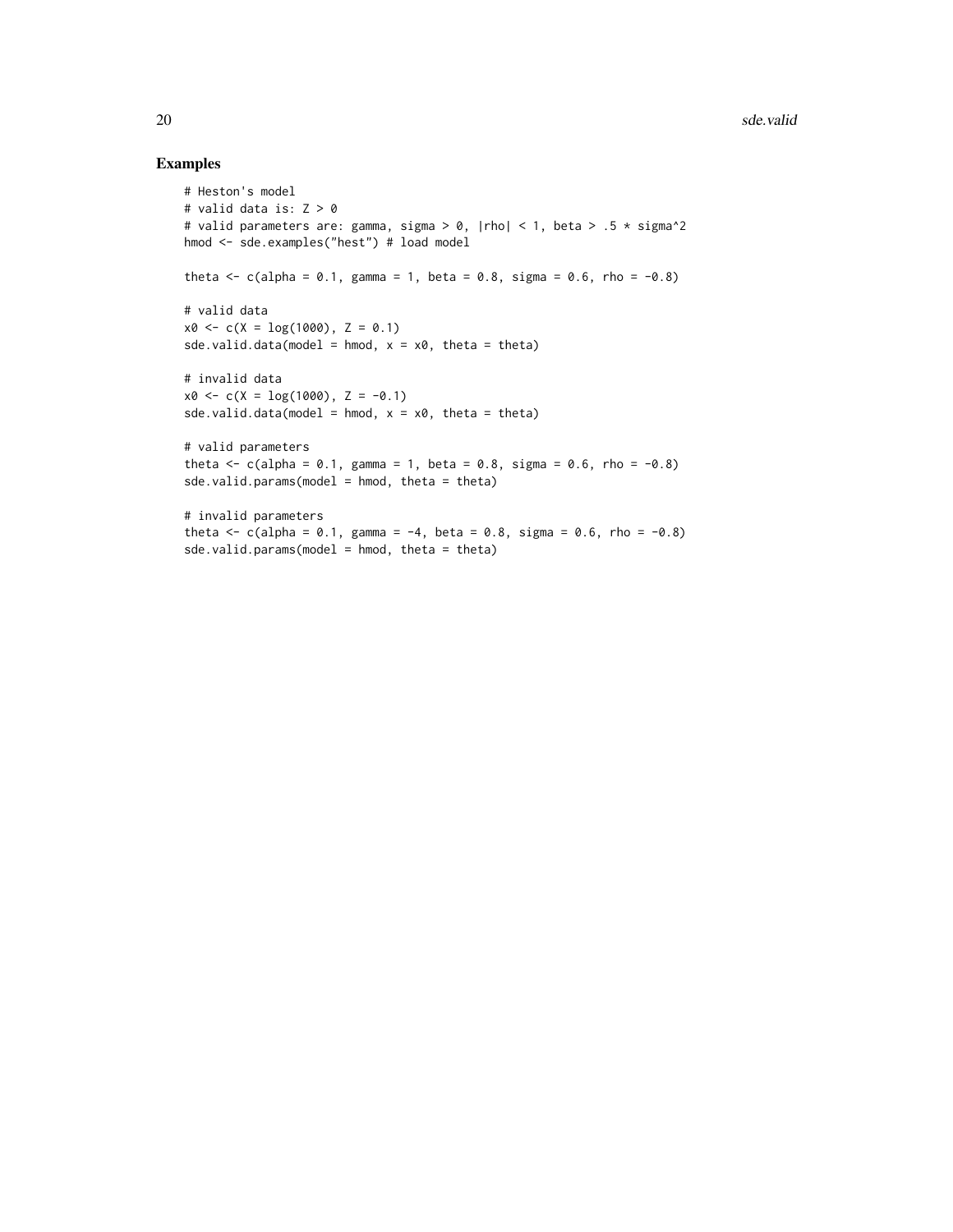## Examples

```
# Heston's model
# valid data is: Z > 0
# valid parameters are: gamma, sigma > 0, |rho| < 1, beta > .5 * sigma^2
hmod <- sde.examples("hest") # load model

theta <- c(alpha = 0.1, gamma = 1, beta = 0.8, sigma = 0.6, rho = -0.8)

# valid data
x0 <- c(X = log(1000), Z = 0.1)
sde.valid.data(model = hmod, x = x0, theta = theta)

# invalid data
x0 <- c(X = log(1000), Z = -0.1)
sde.valid.data(model = hmod, x = x0, theta = theta)

# valid parameters
theta <- c(alpha = 0.1, gamma = 1, beta = 0.8, sigma = 0.6, rho = -0.8)
sde.valid.params(model = hmod, theta = theta)

# invalid parameters
theta <- c(alpha = 0.1, gamma = -4, beta = 0.8, sigma = 0.6, rho = -0.8)
sde.valid.params(model = hmod, theta = theta)
```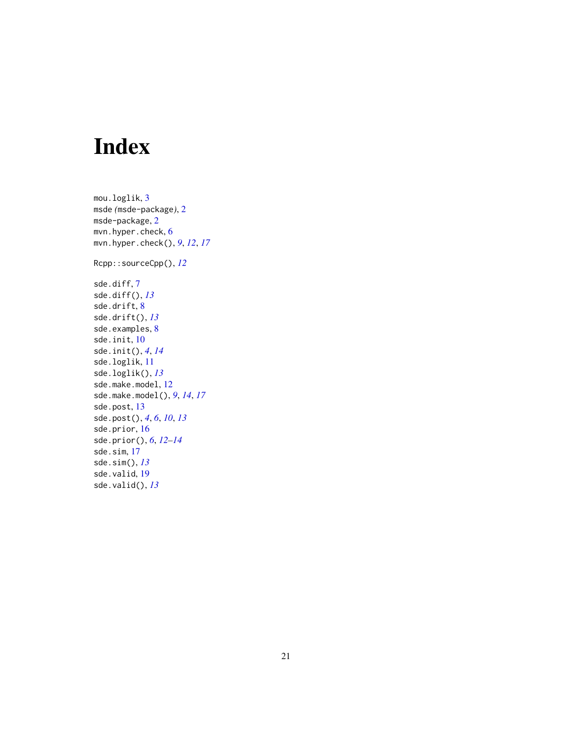# Index

mou.loglik, 3
msde (msde-package), 2
msde-package, 2
mvn.hyper.check, 6
mvn.hyper.check(), *9*, *12*, *17*

Rcpp::sourceCpp(), *12*

sde.diff, 7
sde.diff(), *13*
sde.drift, 8
sde.drift(), *13*
sde.examples, 8
sde.init, 10
sde.init(), *4*, *14*
sde.loglik, 11
sde.loglik(), *13*
sde.make.model, 12
sde.make.model(), *9*, *14*, *17*
sde.post, 13
sde.post(), *4*, *6*, *10*, *13*
sde.prior, 16
sde.prior(), *6*, *12–14*
sde.sim, 17
sde.sim(), *13*
sde.valid, 19
sde.valid(), *13*